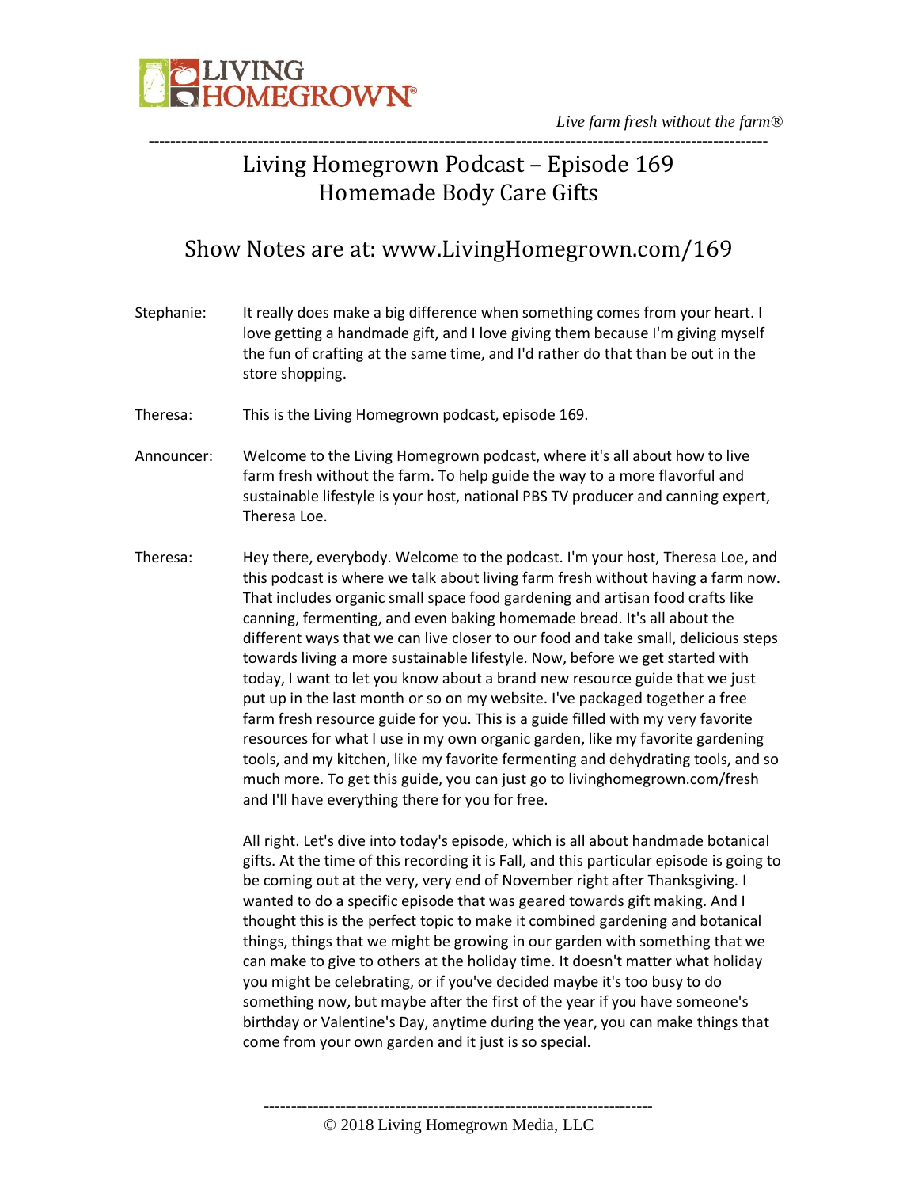# Living Homegrown Podcast – Episode 169
# Homemade Body Care Gifts

## Show Notes are at: www.LivingHomegrown.com/169

Stephanie: It really does make a big difference when something comes from your heart. I love getting a handmade gift, and I love giving them because I'm giving myself the fun of crafting at the same time, and I'd rather do that than be out in the store shopping.

Theresa: This is the Living Homegrown podcast, episode 169.

Announcer: Welcome to the Living Homegrown podcast, where it's all about how to live farm fresh without the farm. To help guide the way to a more flavorful and sustainable lifestyle is your host, national PBS TV producer and canning expert, Theresa Loe.

Theresa: Hey there, everybody. Welcome to the podcast. I'm your host, Theresa Loe, and this podcast is where we talk about living farm fresh without having a farm now. That includes organic small space food gardening and artisan food crafts like canning, fermenting, and even baking homemade bread. It's all about the different ways that we can live closer to our food and take small, delicious steps towards living a more sustainable lifestyle. Now, before we get started with today, I want to let you know about a brand new resource guide that we just put up in the last month or so on my website. I've packaged together a free farm fresh resource guide for you. This is a guide filled with my very favorite resources for what I use in my own organic garden, like my favorite gardening tools, and my kitchen, like my favorite fermenting and dehydrating tools, and so much more. To get this guide, you can just go to livinghomegrown.com/fresh and I'll have everything there for you for free.

All right. Let's dive into today's episode, which is all about handmade botanical gifts. At the time of this recording it is Fall, and this particular episode is going to be coming out at the very, very end of November right after Thanksgiving. I wanted to do a specific episode that was geared towards gift making. And I thought this is the perfect topic to make it combined gardening and botanical things, things that we might be growing in our garden with something that we can make to give to others at the holiday time. It doesn't matter what holiday you might be celebrating, or if you've decided maybe it's too busy to do something now, but maybe after the first of the year if you have someone's birthday or Valentine's Day, anytime during the year, you can make things that come from your own garden and it just is so special.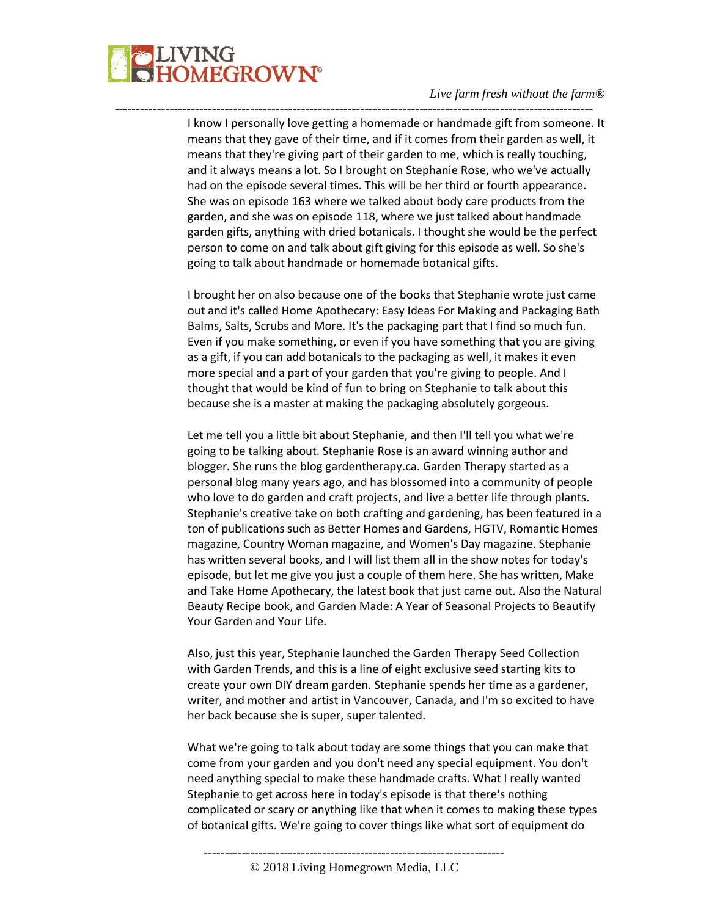I know I personally love getting a homemade or handmade gift from someone. It means that they gave of their time, and if it comes from their garden as well, it means that they're giving part of their garden to me, which is really touching, and it always means a lot. So I brought on Stephanie Rose, who we've actually had on the episode several times. This will be her third or fourth appearance. She was on episode 163 where we talked about body care products from the garden, and she was on episode 118, where we just talked about handmade garden gifts, anything with dried botanicals. I thought she would be the perfect person to come on and talk about gift giving for this episode as well. So she's going to talk about handmade or homemade botanical gifts.

I brought her on also because one of the books that Stephanie wrote just came out and it's called Home Apothecary: Easy Ideas For Making and Packaging Bath Balms, Salts, Scrubs and More. It's the packaging part that I find so much fun. Even if you make something, or even if you have something that you are giving as a gift, if you can add botanicals to the packaging as well, it makes it even more special and a part of your garden that you're giving to people. And I thought that would be kind of fun to bring on Stephanie to talk about this because she is a master at making the packaging absolutely gorgeous.

Let me tell you a little bit about Stephanie, and then I'll tell you what we're going to be talking about. Stephanie Rose is an award winning author and blogger. She runs the blog gardentherapy.ca. Garden Therapy started as a personal blog many years ago, and has blossomed into a community of people who love to do garden and craft projects, and live a better life through plants. Stephanie's creative take on both crafting and gardening, has been featured in a ton of publications such as Better Homes and Gardens, HGTV, Romantic Homes magazine, Country Woman magazine, and Women's Day magazine. Stephanie has written several books, and I will list them all in the show notes for today's episode, but let me give you just a couple of them here. She has written, Make and Take Home Apothecary, the latest book that just came out. Also the Natural Beauty Recipe book, and Garden Made: A Year of Seasonal Projects to Beautify Your Garden and Your Life.

Also, just this year, Stephanie launched the Garden Therapy Seed Collection with Garden Trends, and this is a line of eight exclusive seed starting kits to create your own DIY dream garden. Stephanie spends her time as a gardener, writer, and mother and artist in Vancouver, Canada, and I'm so excited to have her back because she is super, super talented.

What we're going to talk about today are some things that you can make that come from your garden and you don't need any special equipment. You don't need anything special to make these handmade crafts. What I really wanted Stephanie to get across here in today's episode is that there's nothing complicated or scary or anything like that when it comes to making these types of botanical gifts. We're going to cover things like what sort of equipment do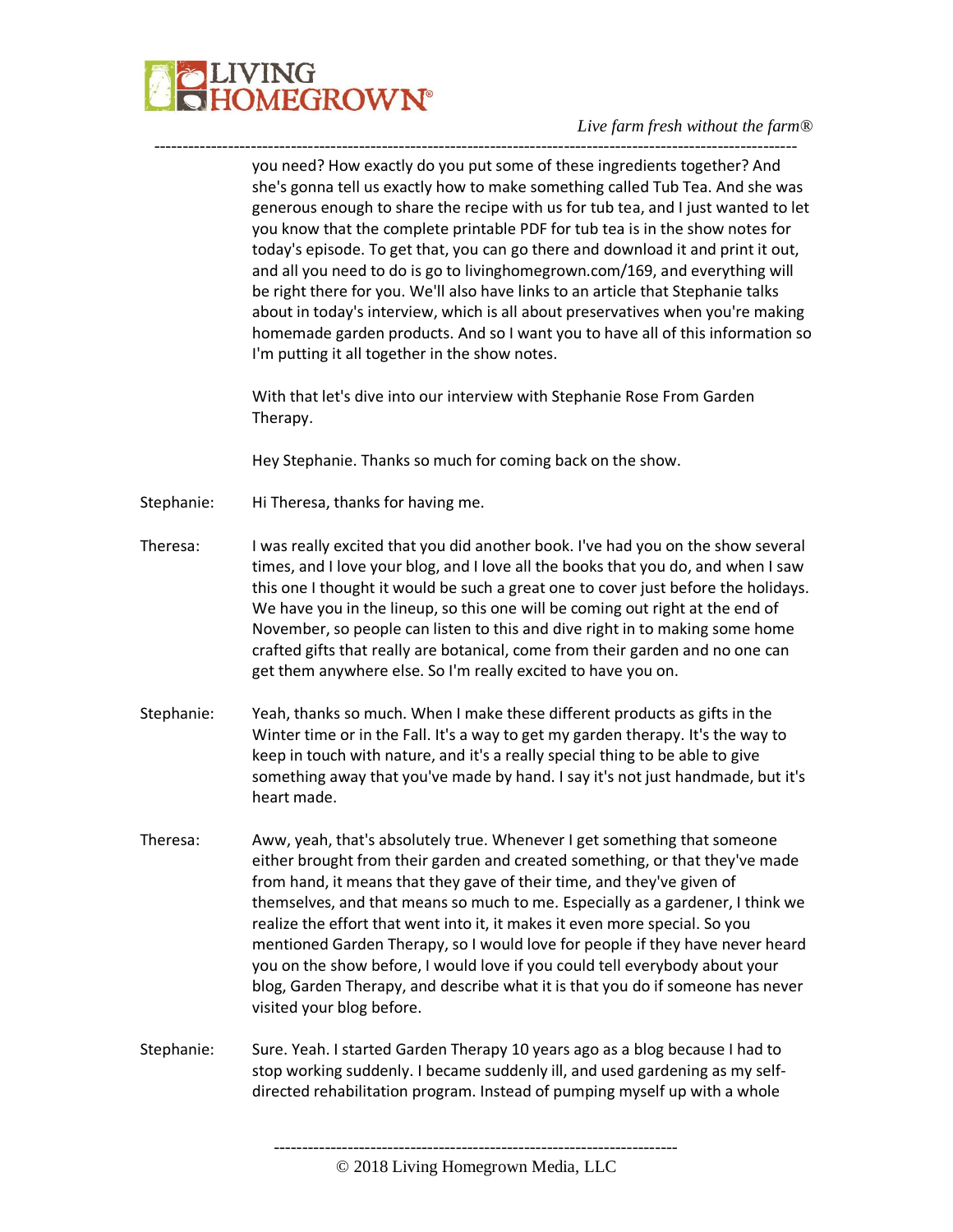you need? How exactly do you put some of these ingredients together? And she's gonna tell us exactly how to make something called Tub Tea. And she was generous enough to share the recipe with us for tub tea, and I just wanted to let you know that the complete printable PDF for tub tea is in the show notes for today's episode. To get that, you can go there and download it and print it out, and all you need to do is go to livinghomegrown.com/169, and everything will be right there for you. We'll also have links to an article that Stephanie talks about in today's interview, which is all about preservatives when you're making homemade garden products. And so I want you to have all of this information so I'm putting it all together in the show notes.

With that let's dive into our interview with Stephanie Rose From Garden Therapy.

Hey Stephanie. Thanks so much for coming back on the show.

Stephanie: Hi Theresa, thanks for having me.

Theresa: I was really excited that you did another book. I've had you on the show several times, and I love your blog, and I love all the books that you do, and when I saw this one I thought it would be such a great one to cover just before the holidays. We have you in the lineup, so this one will be coming out right at the end of November, so people can listen to this and dive right in to making some home crafted gifts that really are botanical, come from their garden and no one can get them anywhere else. So I'm really excited to have you on.

Stephanie: Yeah, thanks so much. When I make these different products as gifts in the Winter time or in the Fall. It's a way to get my garden therapy. It's the way to keep in touch with nature, and it's a really special thing to be able to give something away that you've made by hand. I say it's not just handmade, but it's heart made.

Theresa: Aww, yeah, that's absolutely true. Whenever I get something that someone either brought from their garden and created something, or that they've made from hand, it means that they gave of their time, and they've given of themselves, and that means so much to me. Especially as a gardener, I think we realize the effort that went into it, it makes it even more special. So you mentioned Garden Therapy, so I would love for people if they have never heard you on the show before, I would love if you could tell everybody about your blog, Garden Therapy, and describe what it is that you do if someone has never visited your blog before.

Stephanie: Sure. Yeah. I started Garden Therapy 10 years ago as a blog because I had to stop working suddenly. I became suddenly ill, and used gardening as my self-directed rehabilitation program. Instead of pumping myself up with a whole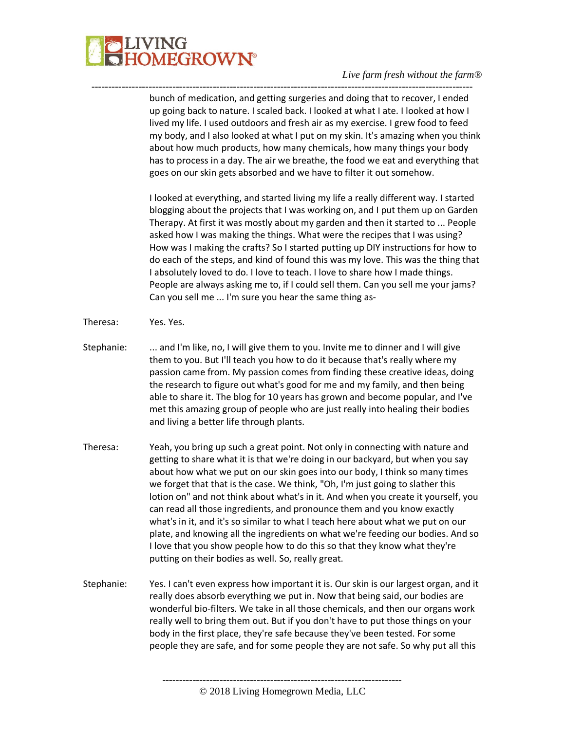bunch of medication, and getting surgeries and doing that to recover, I ended up going back to nature. I scaled back. I looked at what I ate. I looked at how I lived my life. I used outdoors and fresh air as my exercise. I grew food to feed my body, and I also looked at what I put on my skin. It's amazing when you think about how much products, how many chemicals, how many things your body has to process in a day. The air we breathe, the food we eat and everything that goes on our skin gets absorbed and we have to filter it out somehow.

I looked at everything, and started living my life a really different way. I started blogging about the projects that I was working on, and I put them up on Garden Therapy. At first it was mostly about my garden and then it started to ... People asked how I was making the things. What were the recipes that I was using? How was I making the crafts? So I started putting up DIY instructions for how to do each of the steps, and kind of found this was my love. This was the thing that I absolutely loved to do. I love to teach. I love to share how I made things. People are always asking me to, if I could sell them. Can you sell me your jams? Can you sell me ... I'm sure you hear the same thing as-

Theresa: Yes. Yes.

Stephanie: ... and I'm like, no, I will give them to you. Invite me to dinner and I will give them to you. But I'll teach you how to do it because that's really where my passion came from. My passion comes from finding these creative ideas, doing the research to figure out what's good for me and my family, and then being able to share it. The blog for 10 years has grown and become popular, and I've met this amazing group of people who are just really into healing their bodies and living a better life through plants.

Theresa: Yeah, you bring up such a great point. Not only in connecting with nature and getting to share what it is that we're doing in our backyard, but when you say about how what we put on our skin goes into our body, I think so many times we forget that that is the case. We think, "Oh, I'm just going to slather this lotion on" and not think about what's in it. And when you create it yourself, you can read all those ingredients, and pronounce them and you know exactly what's in it, and it's so similar to what I teach here about what we put on our plate, and knowing all the ingredients on what we're feeding our bodies. And so I love that you show people how to do this so that they know what they're putting on their bodies as well. So, really great.

Stephanie: Yes. I can't even express how important it is. Our skin is our largest organ, and it really does absorb everything we put in. Now that being said, our bodies are wonderful bio-filters. We take in all those chemicals, and then our organs work really well to bring them out. But if you don't have to put those things on your body in the first place, they're safe because they've been tested. For some people they are safe, and for some people they are not safe. So why put all this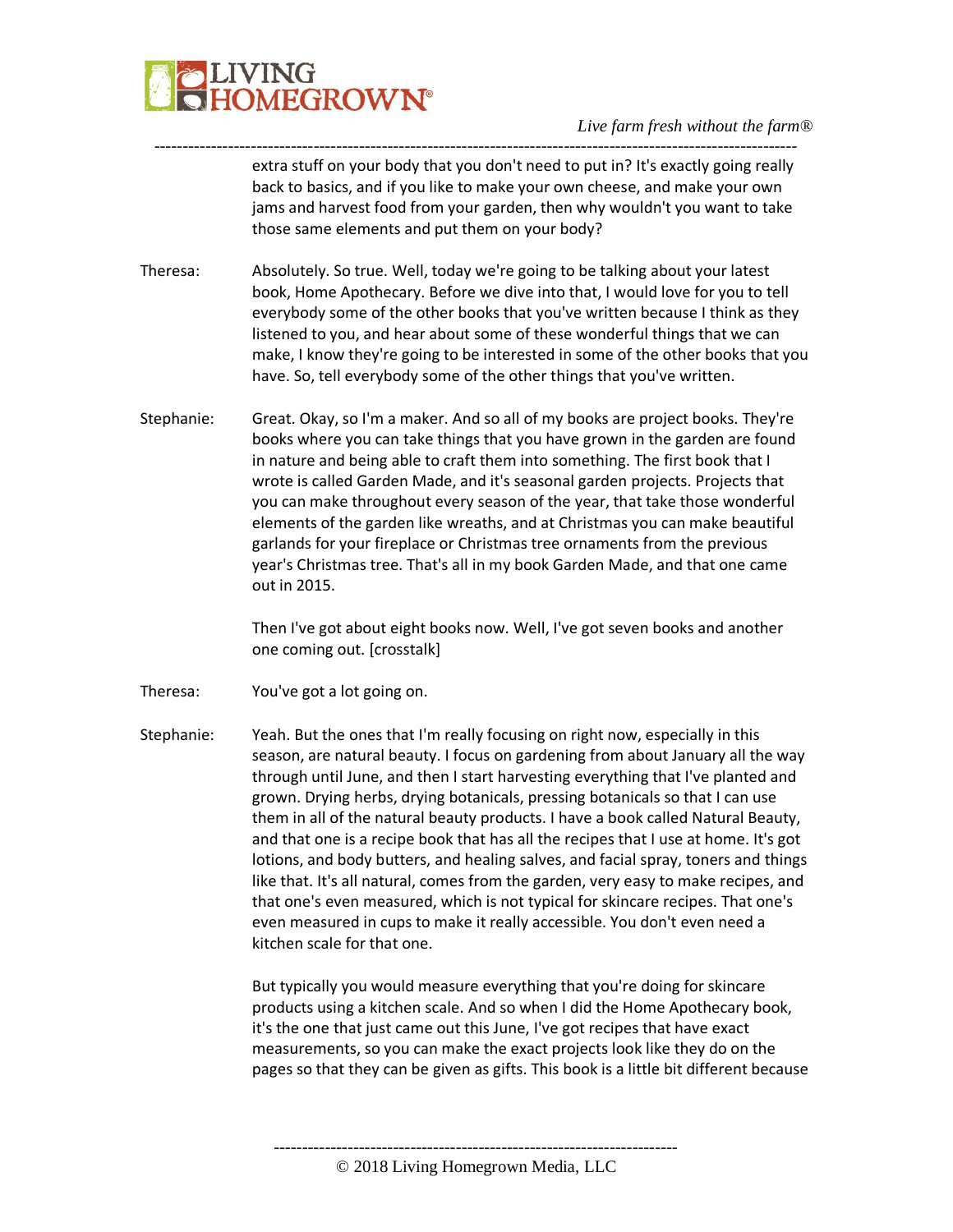extra stuff on your body that you don't need to put in? It's exactly going really back to basics, and if you like to make your own cheese, and make your own jams and harvest food from your garden, then why wouldn't you want to take those same elements and put them on your body?

Theresa: Absolutely. So true. Well, today we're going to be talking about your latest book, Home Apothecary. Before we dive into that, I would love for you to tell everybody some of the other books that you've written because I think as they listened to you, and hear about some of these wonderful things that we can make, I know they're going to be interested in some of the other books that you have. So, tell everybody some of the other things that you've written.

Stephanie: Great. Okay, so I'm a maker. And so all of my books are project books. They're books where you can take things that you have grown in the garden are found in nature and being able to craft them into something. The first book that I wrote is called Garden Made, and it's seasonal garden projects. Projects that you can make throughout every season of the year, that take those wonderful elements of the garden like wreaths, and at Christmas you can make beautiful garlands for your fireplace or Christmas tree ornaments from the previous year's Christmas tree. That's all in my book Garden Made, and that one came out in 2015.

Then I've got about eight books now. Well, I've got seven books and another one coming out. [crosstalk]

Theresa: You've got a lot going on.

Stephanie: Yeah. But the ones that I'm really focusing on right now, especially in this season, are natural beauty. I focus on gardening from about January all the way through until June, and then I start harvesting everything that I've planted and grown. Drying herbs, drying botanicals, pressing botanicals so that I can use them in all of the natural beauty products. I have a book called Natural Beauty, and that one is a recipe book that has all the recipes that I use at home. It's got lotions, and body butters, and healing salves, and facial spray, toners and things like that. It's all natural, comes from the garden, very easy to make recipes, and that one's even measured, which is not typical for skincare recipes. That one's even measured in cups to make it really accessible. You don't even need a kitchen scale for that one.

But typically you would measure everything that you're doing for skincare products using a kitchen scale. And so when I did the Home Apothecary book, it's the one that just came out this June, I've got recipes that have exact measurements, so you can make the exact projects look like they do on the pages so that they can be given as gifts. This book is a little bit different because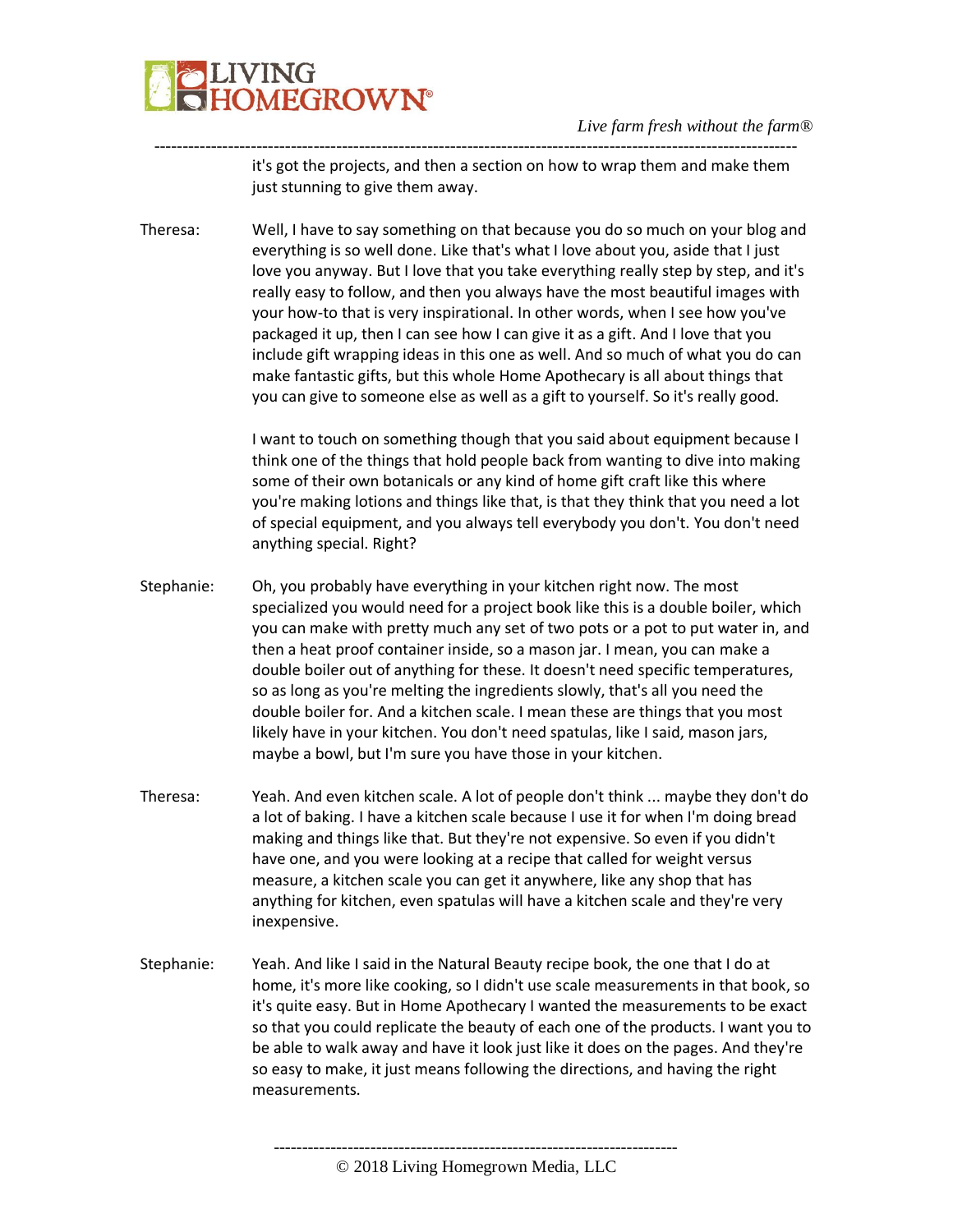it's got the projects, and then a section on how to wrap them and make them just stunning to give them away.

Theresa: Well, I have to say something on that because you do so much on your blog and everything is so well done. Like that's what I love about you, aside that I just love you anyway. But I love that you take everything really step by step, and it's really easy to follow, and then you always have the most beautiful images with your how-to that is very inspirational. In other words, when I see how you've packaged it up, then I can see how I can give it as a gift. And I love that you include gift wrapping ideas in this one as well. And so much of what you do can make fantastic gifts, but this whole Home Apothecary is all about things that you can give to someone else as well as a gift to yourself. So it's really good.

I want to touch on something though that you said about equipment because I think one of the things that hold people back from wanting to dive into making some of their own botanicals or any kind of home gift craft like this where you're making lotions and things like that, is that they think that you need a lot of special equipment, and you always tell everybody you don't. You don't need anything special. Right?

Stephanie: Oh, you probably have everything in your kitchen right now. The most specialized you would need for a project book like this is a double boiler, which you can make with pretty much any set of two pots or a pot to put water in, and then a heat proof container inside, so a mason jar. I mean, you can make a double boiler out of anything for these. It doesn't need specific temperatures, so as long as you're melting the ingredients slowly, that's all you need the double boiler for. And a kitchen scale. I mean these are things that you most likely have in your kitchen. You don't need spatulas, like I said, mason jars, maybe a bowl, but I'm sure you have those in your kitchen.

Theresa: Yeah. And even kitchen scale. A lot of people don't think ... maybe they don't do a lot of baking. I have a kitchen scale because I use it for when I'm doing bread making and things like that. But they're not expensive. So even if you didn't have one, and you were looking at a recipe that called for weight versus measure, a kitchen scale you can get it anywhere, like any shop that has anything for kitchen, even spatulas will have a kitchen scale and they're very inexpensive.

Stephanie: Yeah. And like I said in the Natural Beauty recipe book, the one that I do at home, it's more like cooking, so I didn't use scale measurements in that book, so it's quite easy. But in Home Apothecary I wanted the measurements to be exact so that you could replicate the beauty of each one of the products. I want you to be able to walk away and have it look just like it does on the pages. And they're so easy to make, it just means following the directions, and having the right measurements.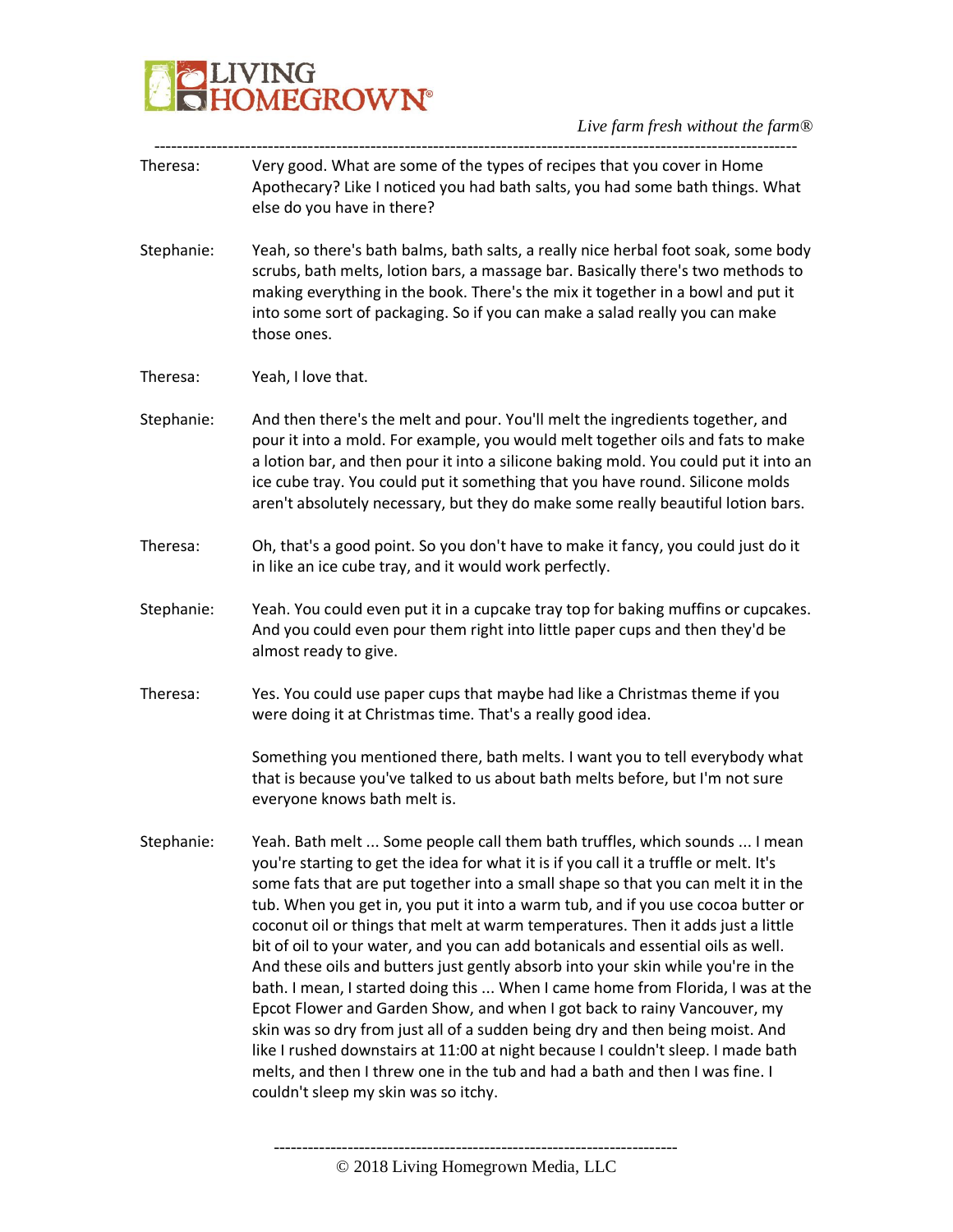Theresa: Very good. What are some of the types of recipes that you cover in Home Apothecary? Like I noticed you had bath salts, you had some bath things. What else do you have in there?

Stephanie: Yeah, so there's bath balms, bath salts, a really nice herbal foot soak, some body scrubs, bath melts, lotion bars, a massage bar. Basically there's two methods to making everything in the book. There's the mix it together in a bowl and put it into some sort of packaging. So if you can make a salad really you can make those ones.

Theresa: Yeah, I love that.

Stephanie: And then there's the melt and pour. You'll melt the ingredients together, and pour it into a mold. For example, you would melt together oils and fats to make a lotion bar, and then pour it into a silicone baking mold. You could put it into an ice cube tray. You could put it something that you have round. Silicone molds aren't absolutely necessary, but they do make some really beautiful lotion bars.

Theresa: Oh, that's a good point. So you don't have to make it fancy, you could just do it in like an ice cube tray, and it would work perfectly.

Stephanie: Yeah. You could even put it in a cupcake tray top for baking muffins or cupcakes. And you could even pour them right into little paper cups and then they'd be almost ready to give.

Theresa: Yes. You could use paper cups that maybe had like a Christmas theme if you were doing it at Christmas time. That's a really good idea.

Something you mentioned there, bath melts. I want you to tell everybody what that is because you've talked to us about bath melts before, but I'm not sure everyone knows bath melt is.

Stephanie: Yeah. Bath melt ... Some people call them bath truffles, which sounds ... I mean you're starting to get the idea for what it is if you call it a truffle or melt. It's some fats that are put together into a small shape so that you can melt it in the tub. When you get in, you put it into a warm tub, and if you use cocoa butter or coconut oil or things that melt at warm temperatures. Then it adds just a little bit of oil to your water, and you can add botanicals and essential oils as well. And these oils and butters just gently absorb into your skin while you're in the bath. I mean, I started doing this ... When I came home from Florida, I was at the Epcot Flower and Garden Show, and when I got back to rainy Vancouver, my skin was so dry from just all of a sudden being dry and then being moist. And like I rushed downstairs at 11:00 at night because I couldn't sleep. I made bath melts, and then I threw one in the tub and had a bath and then I was fine. I couldn't sleep my skin was so itchy.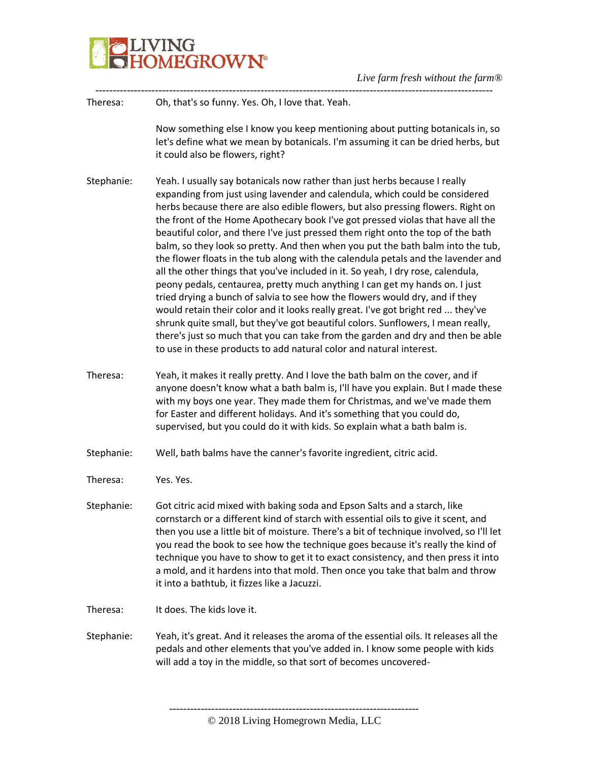Theresa: Oh, that's so funny. Yes. Oh, I love that. Yeah.

Now something else I know you keep mentioning about putting botanicals in, so let's define what we mean by botanicals. I'm assuming it can be dried herbs, but it could also be flowers, right?

Stephanie: Yeah. I usually say botanicals now rather than just herbs because I really expanding from just using lavender and calendula, which could be considered herbs because there are also edible flowers, but also pressing flowers. Right on the front of the Home Apothecary book I've got pressed violas that have all the beautiful color, and there I've just pressed them right onto the top of the bath balm, so they look so pretty. And then when you put the bath balm into the tub, the flower floats in the tub along with the calendula petals and the lavender and all the other things that you've included in it. So yeah, I dry rose, calendula, peony pedals, centaurea, pretty much anything I can get my hands on. I just tried drying a bunch of salvia to see how the flowers would dry, and if they would retain their color and it looks really great. I've got bright red ... they've shrunk quite small, but they've got beautiful colors. Sunflowers, I mean really, there's just so much that you can take from the garden and dry and then be able to use in these products to add natural color and natural interest.

Theresa: Yeah, it makes it really pretty. And I love the bath balm on the cover, and if anyone doesn't know what a bath balm is, I'll have you explain. But I made these with my boys one year. They made them for Christmas, and we've made them for Easter and different holidays. And it's something that you could do, supervised, but you could do it with kids. So explain what a bath balm is.

Stephanie: Well, bath balms have the canner's favorite ingredient, citric acid.

Theresa: Yes. Yes.

Stephanie: Got citric acid mixed with baking soda and Epson Salts and a starch, like cornstarch or a different kind of starch with essential oils to give it scent, and then you use a little bit of moisture. There's a bit of technique involved, so I'll let you read the book to see how the technique goes because it's really the kind of technique you have to show to get it to exact consistency, and then press it into a mold, and it hardens into that mold. Then once you take that balm and throw it into a bathtub, it fizzes like a Jacuzzi.

Theresa: It does. The kids love it.

Stephanie: Yeah, it's great. And it releases the aroma of the essential oils. It releases all the pedals and other elements that you've added in. I know some people with kids will add a toy in the middle, so that sort of becomes uncovered-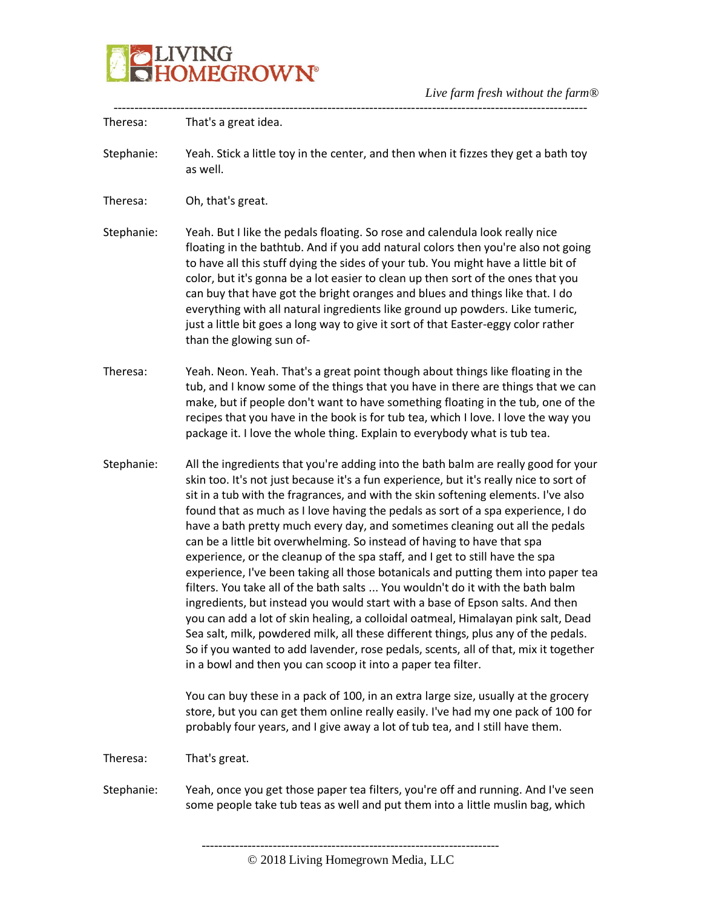Theresa: That's a great idea.

Stephanie: Yeah. Stick a little toy in the center, and then when it fizzes they get a bath toy as well.

Theresa: Oh, that's great.

Stephanie: Yeah. But I like the pedals floating. So rose and calendula look really nice floating in the bathtub. And if you add natural colors then you're also not going to have all this stuff dying the sides of your tub. You might have a little bit of color, but it's gonna be a lot easier to clean up then sort of the ones that you can buy that have got the bright oranges and blues and things like that. I do everything with all natural ingredients like ground up powders. Like tumeric, just a little bit goes a long way to give it sort of that Easter-eggy color rather than the glowing sun of-

Theresa: Yeah. Neon. Yeah. That's a great point though about things like floating in the tub, and I know some of the things that you have in there are things that we can make, but if people don't want to have something floating in the tub, one of the recipes that you have in the book is for tub tea, which I love. I love the way you package it. I love the whole thing. Explain to everybody what is tub tea.

Stephanie: All the ingredients that you're adding into the bath balm are really good for your skin too. It's not just because it's a fun experience, but it's really nice to sort of sit in a tub with the fragrances, and with the skin softening elements. I've also found that as much as I love having the pedals as sort of a spa experience, I do have a bath pretty much every day, and sometimes cleaning out all the pedals can be a little bit overwhelming. So instead of having to have that spa experience, or the cleanup of the spa staff, and I get to still have the spa experience, I've been taking all those botanicals and putting them into paper tea filters. You take all of the bath salts ... You wouldn't do it with the bath balm ingredients, but instead you would start with a base of Epson salts. And then you can add a lot of skin healing, a colloidal oatmeal, Himalayan pink salt, Dead Sea salt, milk, powdered milk, all these different things, plus any of the pedals. So if you wanted to add lavender, rose pedals, scents, all of that, mix it together in a bowl and then you can scoop it into a paper tea filter.

You can buy these in a pack of 100, in an extra large size, usually at the grocery store, but you can get them online really easily. I've had my one pack of 100 for probably four years, and I give away a lot of tub tea, and I still have them.

Theresa: That's great.

Stephanie: Yeah, once you get those paper tea filters, you're off and running. And I've seen some people take tub teas as well and put them into a little muslin bag, which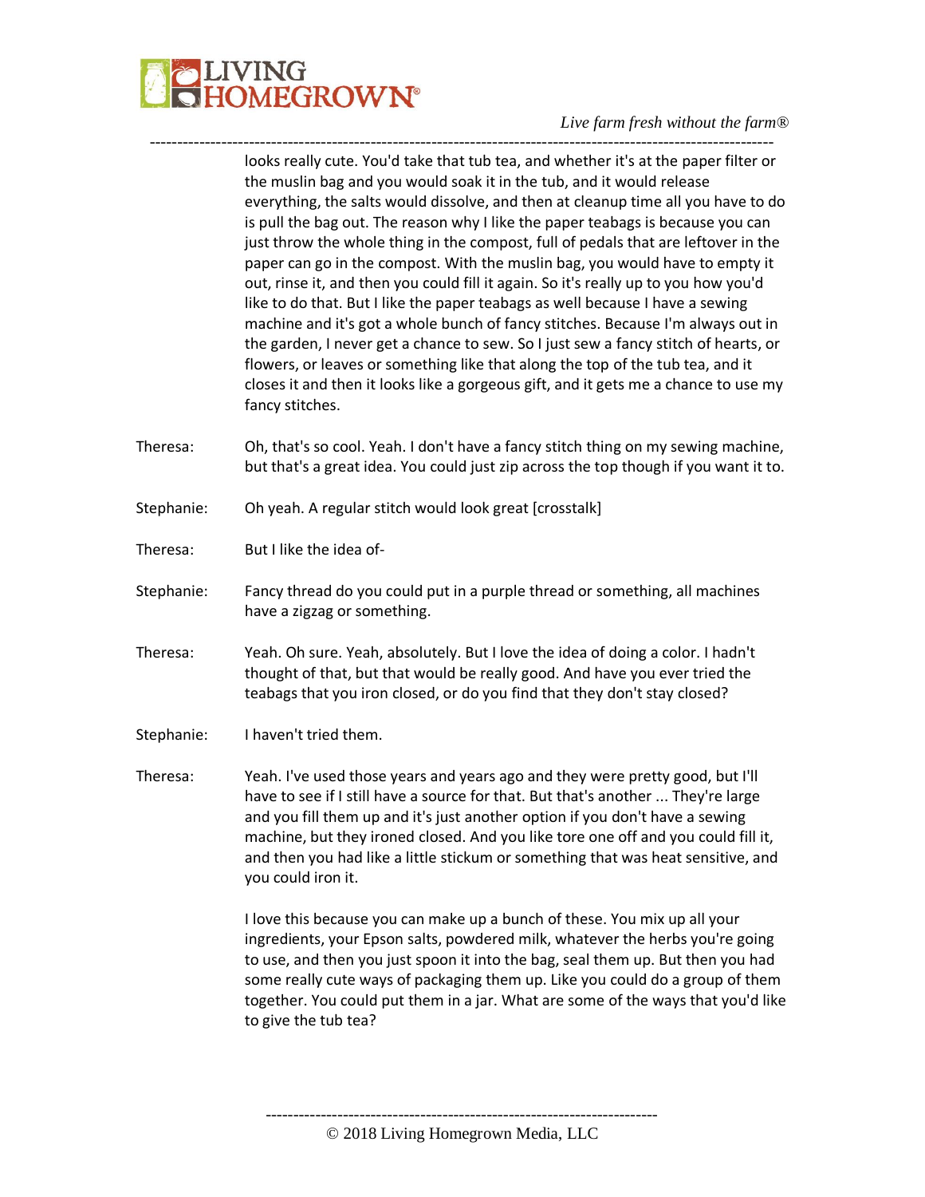looks really cute. You'd take that tub tea, and whether it's at the paper filter or the muslin bag and you would soak it in the tub, and it would release everything, the salts would dissolve, and then at cleanup time all you have to do is pull the bag out. The reason why I like the paper teabags is because you can just throw the whole thing in the compost, full of pedals that are leftover in the paper can go in the compost. With the muslin bag, you would have to empty it out, rinse it, and then you could fill it again. So it's really up to you how you'd like to do that. But I like the paper teabags as well because I have a sewing machine and it's got a whole bunch of fancy stitches. Because I'm always out in the garden, I never get a chance to sew. So I just sew a fancy stitch of hearts, or flowers, or leaves or something like that along the top of the tub tea, and it closes it and then it looks like a gorgeous gift, and it gets me a chance to use my fancy stitches.

Theresa: Oh, that's so cool. Yeah. I don't have a fancy stitch thing on my sewing machine, but that's a great idea. You could just zip across the top though if you want it to.

Stephanie: Oh yeah. A regular stitch would look great [crosstalk]

Theresa: But I like the idea of-

Stephanie: Fancy thread do you could put in a purple thread or something, all machines have a zigzag or something.

Theresa: Yeah. Oh sure. Yeah, absolutely. But I love the idea of doing a color. I hadn't thought of that, but that would be really good. And have you ever tried the teabags that you iron closed, or do you find that they don't stay closed?

Stephanie: I haven't tried them.

Theresa: Yeah. I've used those years and years ago and they were pretty good, but I'll have to see if I still have a source for that. But that's another ... They're large and you fill them up and it's just another option if you don't have a sewing machine, but they ironed closed. And you like tore one off and you could fill it, and then you had like a little stickum or something that was heat sensitive, and you could iron it.

I love this because you can make up a bunch of these. You mix up all your ingredients, your Epson salts, powdered milk, whatever the herbs you're going to use, and then you just spoon it into the bag, seal them up. But then you had some really cute ways of packaging them up. Like you could do a group of them together. You could put them in a jar. What are some of the ways that you'd like to give the tub tea?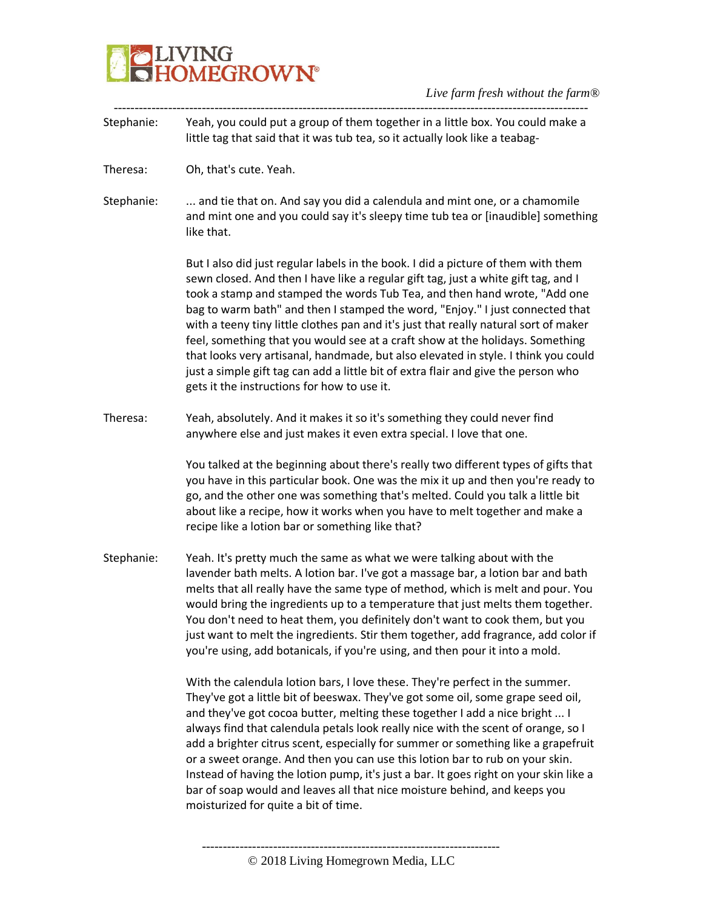Stephanie: Yeah, you could put a group of them together in a little box. You could make a little tag that said that it was tub tea, so it actually look like a teabag-

Theresa: Oh, that's cute. Yeah.

Stephanie: ... and tie that on. And say you did a calendula and mint one, or a chamomile and mint one and you could say it's sleepy time tub tea or [inaudible] something like that.

But I also did just regular labels in the book. I did a picture of them with them sewn closed. And then I have like a regular gift tag, just a white gift tag, and I took a stamp and stamped the words Tub Tea, and then hand wrote, "Add one bag to warm bath" and then I stamped the word, "Enjoy." I just connected that with a teeny tiny little clothes pan and it's just that really natural sort of maker feel, something that you would see at a craft show at the holidays. Something that looks very artisanal, handmade, but also elevated in style. I think you could just a simple gift tag can add a little bit of extra flair and give the person who gets it the instructions for how to use it.

Theresa: Yeah, absolutely. And it makes it so it's something they could never find anywhere else and just makes it even extra special. I love that one.

You talked at the beginning about there's really two different types of gifts that you have in this particular book. One was the mix it up and then you're ready to go, and the other one was something that's melted. Could you talk a little bit about like a recipe, how it works when you have to melt together and make a recipe like a lotion bar or something like that?

Stephanie: Yeah. It's pretty much the same as what we were talking about with the lavender bath melts. A lotion bar. I've got a massage bar, a lotion bar and bath melts that all really have the same type of method, which is melt and pour. You would bring the ingredients up to a temperature that just melts them together. You don't need to heat them, you definitely don't want to cook them, but you just want to melt the ingredients. Stir them together, add fragrance, add color if you're using, add botanicals, if you're using, and then pour it into a mold.

With the calendula lotion bars, I love these. They're perfect in the summer. They've got a little bit of beeswax. They've got some oil, some grape seed oil, and they've got cocoa butter, melting these together I add a nice bright ... I always find that calendula petals look really nice with the scent of orange, so I add a brighter citrus scent, especially for summer or something like a grapefruit or a sweet orange. And then you can use this lotion bar to rub on your skin. Instead of having the lotion pump, it's just a bar. It goes right on your skin like a bar of soap would and leaves all that nice moisture behind, and keeps you moisturized for quite a bit of time.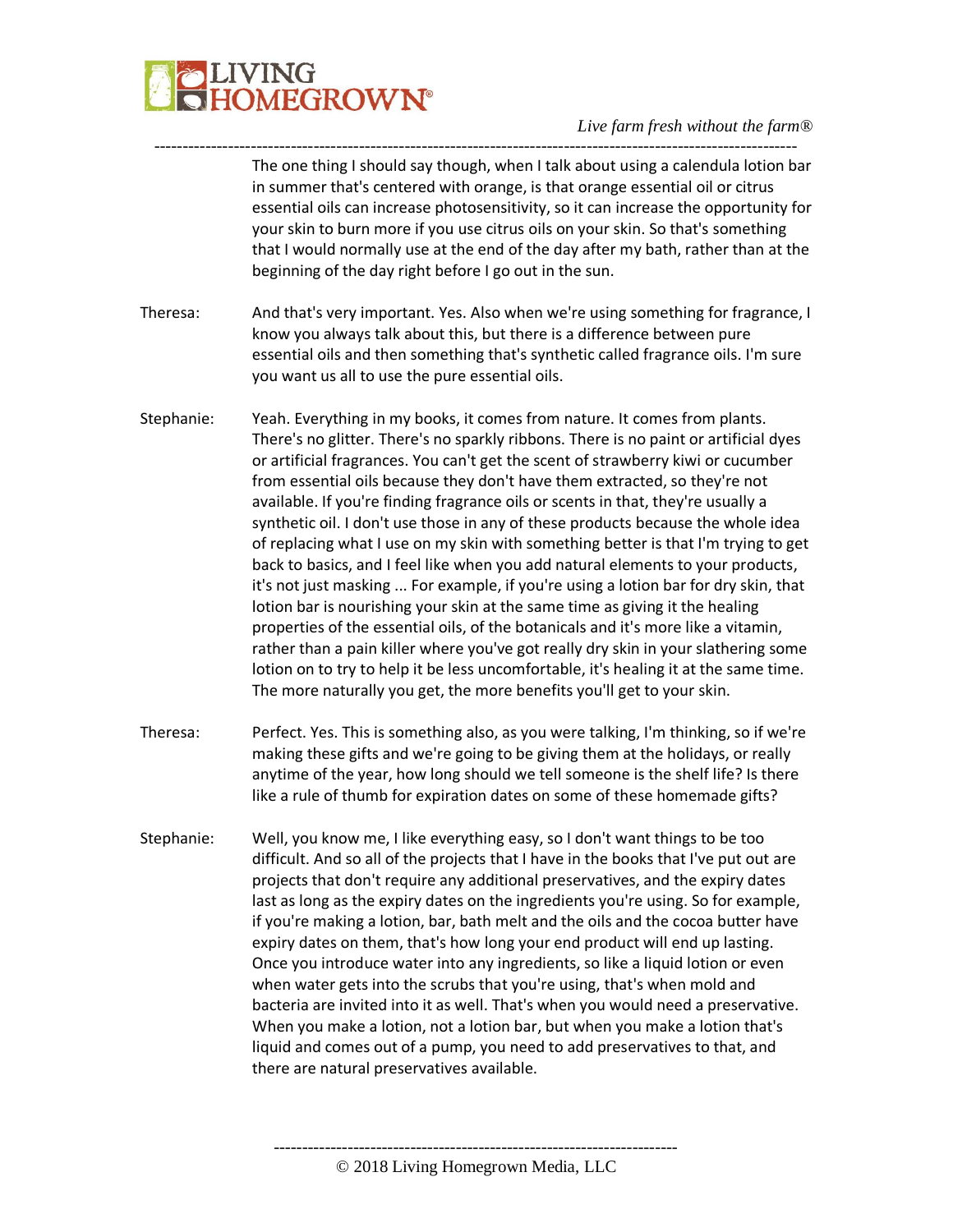The one thing I should say though, when I talk about using a calendula lotion bar in summer that's centered with orange, is that orange essential oil or citrus essential oils can increase photosensitivity, so it can increase the opportunity for your skin to burn more if you use citrus oils on your skin. So that's something that I would normally use at the end of the day after my bath, rather than at the beginning of the day right before I go out in the sun.

Theresa: And that's very important. Yes. Also when we're using something for fragrance, I know you always talk about this, but there is a difference between pure essential oils and then something that's synthetic called fragrance oils. I'm sure you want us all to use the pure essential oils.

Stephanie: Yeah. Everything in my books, it comes from nature. It comes from plants. There's no glitter. There's no sparkly ribbons. There is no paint or artificial dyes or artificial fragrances. You can't get the scent of strawberry kiwi or cucumber from essential oils because they don't have them extracted, so they're not available. If you're finding fragrance oils or scents in that, they're usually a synthetic oil. I don't use those in any of these products because the whole idea of replacing what I use on my skin with something better is that I'm trying to get back to basics, and I feel like when you add natural elements to your products, it's not just masking ... For example, if you're using a lotion bar for dry skin, that lotion bar is nourishing your skin at the same time as giving it the healing properties of the essential oils, of the botanicals and it's more like a vitamin, rather than a pain killer where you've got really dry skin in your slathering some lotion on to try to help it be less uncomfortable, it's healing it at the same time. The more naturally you get, the more benefits you'll get to your skin.

Theresa: Perfect. Yes. This is something also, as you were talking, I'm thinking, so if we're making these gifts and we're going to be giving them at the holidays, or really anytime of the year, how long should we tell someone is the shelf life? Is there like a rule of thumb for expiration dates on some of these homemade gifts?

Stephanie: Well, you know me, I like everything easy, so I don't want things to be too difficult. And so all of the projects that I have in the books that I've put out are projects that don't require any additional preservatives, and the expiry dates last as long as the expiry dates on the ingredients you're using. So for example, if you're making a lotion, bar, bath melt and the oils and the cocoa butter have expiry dates on them, that's how long your end product will end up lasting. Once you introduce water into any ingredients, so like a liquid lotion or even when water gets into the scrubs that you're using, that's when mold and bacteria are invited into it as well. That's when you would need a preservative. When you make a lotion, not a lotion bar, but when you make a lotion that's liquid and comes out of a pump, you need to add preservatives to that, and there are natural preservatives available.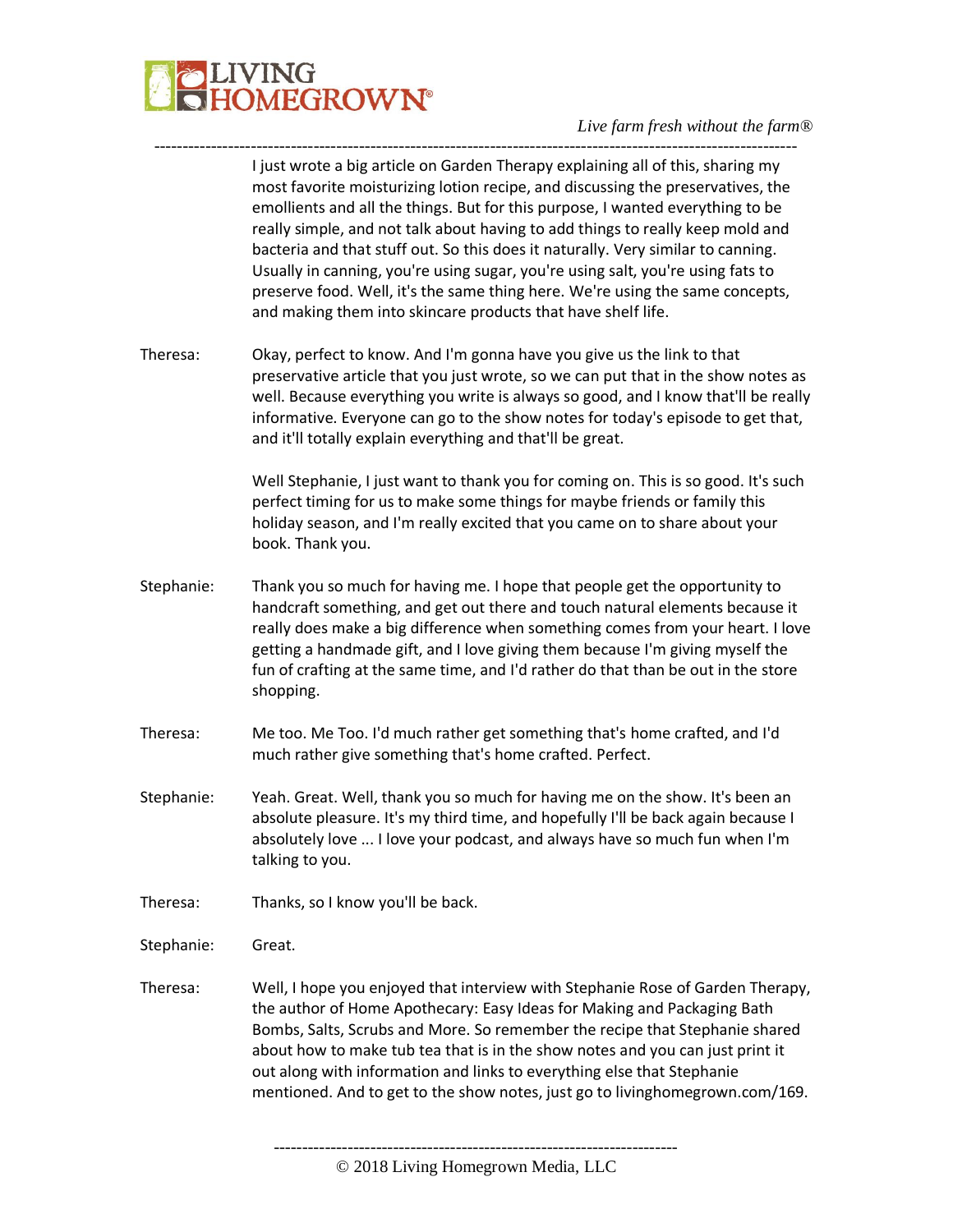I just wrote a big article on Garden Therapy explaining all of this, sharing my most favorite moisturizing lotion recipe, and discussing the preservatives, the emollients and all the things. But for this purpose, I wanted everything to be really simple, and not talk about having to add things to really keep mold and bacteria and that stuff out. So this does it naturally. Very similar to canning. Usually in canning, you're using sugar, you're using salt, you're using fats to preserve food. Well, it's the same thing here. We're using the same concepts, and making them into skincare products that have shelf life.

Theresa: Okay, perfect to know. And I'm gonna have you give us the link to that preservative article that you just wrote, so we can put that in the show notes as well. Because everything you write is always so good, and I know that'll be really informative. Everyone can go to the show notes for today's episode to get that, and it'll totally explain everything and that'll be great.

Well Stephanie, I just want to thank you for coming on. This is so good. It's such perfect timing for us to make some things for maybe friends or family this holiday season, and I'm really excited that you came on to share about your book. Thank you.

Stephanie: Thank you so much for having me. I hope that people get the opportunity to handcraft something, and get out there and touch natural elements because it really does make a big difference when something comes from your heart. I love getting a handmade gift, and I love giving them because I'm giving myself the fun of crafting at the same time, and I'd rather do that than be out in the store shopping.

Theresa: Me too. Me Too. I'd much rather get something that's home crafted, and I'd much rather give something that's home crafted. Perfect.

Stephanie: Yeah. Great. Well, thank you so much for having me on the show. It's been an absolute pleasure. It's my third time, and hopefully I'll be back again because I absolutely love ... I love your podcast, and always have so much fun when I'm talking to you.

Theresa: Thanks, so I know you'll be back.

Stephanie: Great.

Theresa: Well, I hope you enjoyed that interview with Stephanie Rose of Garden Therapy, the author of Home Apothecary: Easy Ideas for Making and Packaging Bath Bombs, Salts, Scrubs and More. So remember the recipe that Stephanie shared about how to make tub tea that is in the show notes and you can just print it out along with information and links to everything else that Stephanie mentioned. And to get to the show notes, just go to livinghomegrown.com/169.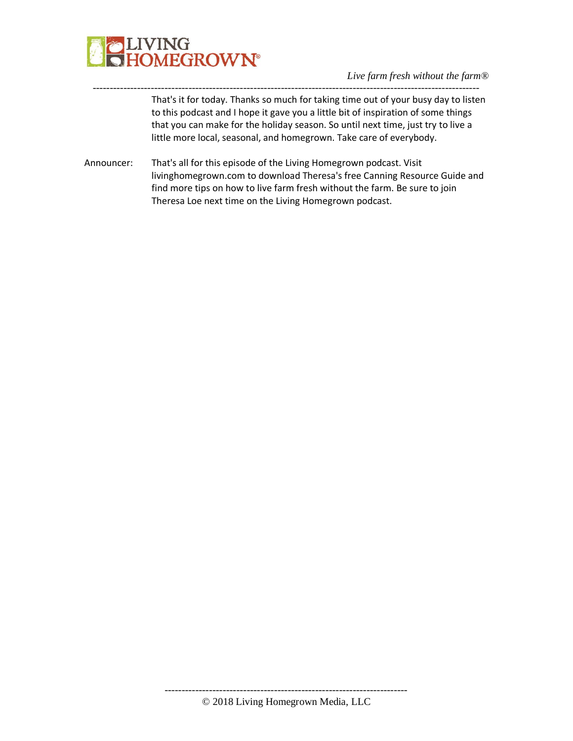That's it for today. Thanks so much for taking time out of your busy day to listen to this podcast and I hope it gave you a little bit of inspiration of some things that you can make for the holiday season. So until next time, just try to live a little more local, seasonal, and homegrown. Take care of everybody.

Announcer: That's all for this episode of the Living Homegrown podcast. Visit livinghomegrown.com to download Theresa's free Canning Resource Guide and find more tips on how to live farm fresh without the farm. Be sure to join Theresa Loe next time on the Living Homegrown podcast.